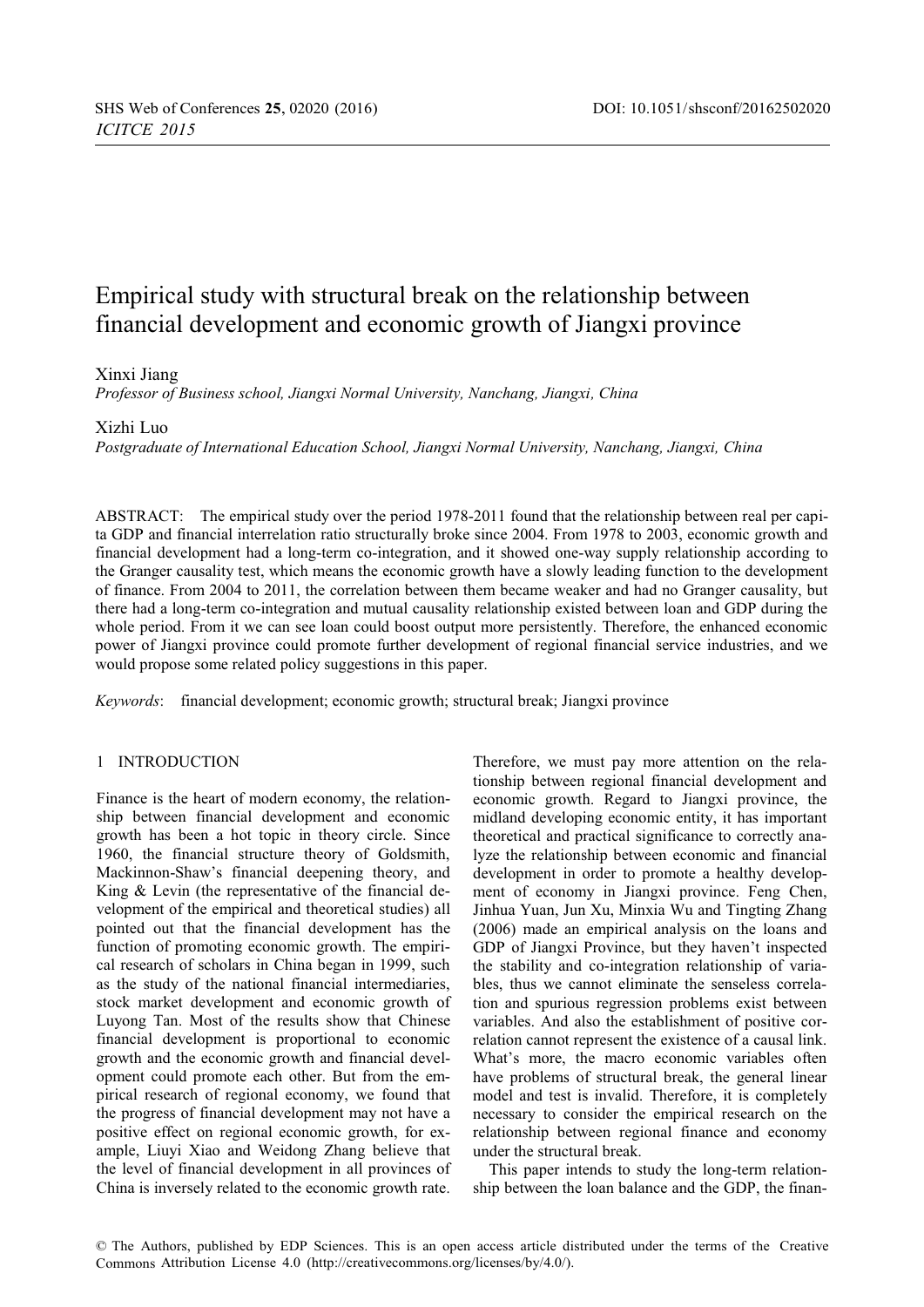# Empirical study with structural break on the relationship between financial development and economic growth of Jiangxi province

Xinxi Jiang

*Professor of Business school, Jiangxi Normal University, Nanchang, Jiangxi, China*

Xizhi Luo

*Postgraduate of International Education School, Jiangxi Normal University, Nanchang, Jiangxi, China*

ABSTRACT: The empirical study over the period 1978-2011 found that the relationship between real per capita GDP and financial interrelation ratio structurally broke since 2004. From 1978 to 2003, economic growth and financial development had a long-term co-integration, and it showed one-way supply relationship according to the Granger causality test, which means the economic growth have a slowly leading function to the development of finance. From 2004 to 2011, the correlation between them became weaker and had no Granger causality, but there had a long-term co-integration and mutual causality relationship existed between loan and GDP during the whole period. From it we can see loan could boost output more persistently. Therefore, the enhanced economic power of Jiangxi province could promote further development of regional financial service industries, and we would propose some related policy suggestions in this paper.

*Keywords*: financial development; economic growth; structural break; Jiangxi province

## 1 INTRODUCTION

Finance is the heart of modern economy, the relationship between financial development and economic growth has been a hot topic in theory circle. Since 1960, the financial structure theory of Goldsmith, Mackinnon-Shaw's financial deepening theory, and King & Levin (the representative of the financial development of the empirical and theoretical studies) all pointed out that the financial development has the function of promoting economic growth. The empirical research of scholars in China began in 1999, such as the study of the national financial intermediaries, stock market development and economic growth of Luyong Tan. Most of the results show that Chinese financial development is proportional to economic growth and the economic growth and financial development could promote each other. But from the empirical research of regional economy, we found that the progress of financial development may not have a positive effect on regional economic growth, for example, Liuyi Xiao and Weidong Zhang believe that the level of financial development in all provinces of China is inversely related to the economic growth rate. Therefore, we must pay more attention on the relationship between regional financial development and economic growth. Regard to Jiangxi province, the midland developing economic entity, it has important theoretical and practical significance to correctly analyze the relationship between economic and financial development in order to promote a healthy development of economy in Jiangxi province. Feng Chen, Jinhua Yuan, Jun Xu, Minxia Wu and Tingting Zhang (2006) made an empirical analysis on the loans and GDP of Jiangxi Province, but they haven't inspected the stability and co-integration relationship of variables, thus we cannot eliminate the senseless correlation and spurious regression problems exist between variables. And also the establishment of positive correlation cannot represent the existence of a causal link. What's more, the macro economic variables often have problems of structural break, the general linear model and test is invalid. Therefore, it is completely necessary to consider the empirical research on the relationship between regional finance and economy under the structural break.

This paper intends to study the long-term relationship between the loan balance and the GDP, the finan-

© The Authors, published by EDP Sciences. This is an open access article distributed under the terms of the Creative Commons Attribution License 4.0 (http://creativecommons.org/licenses/by/4.0/).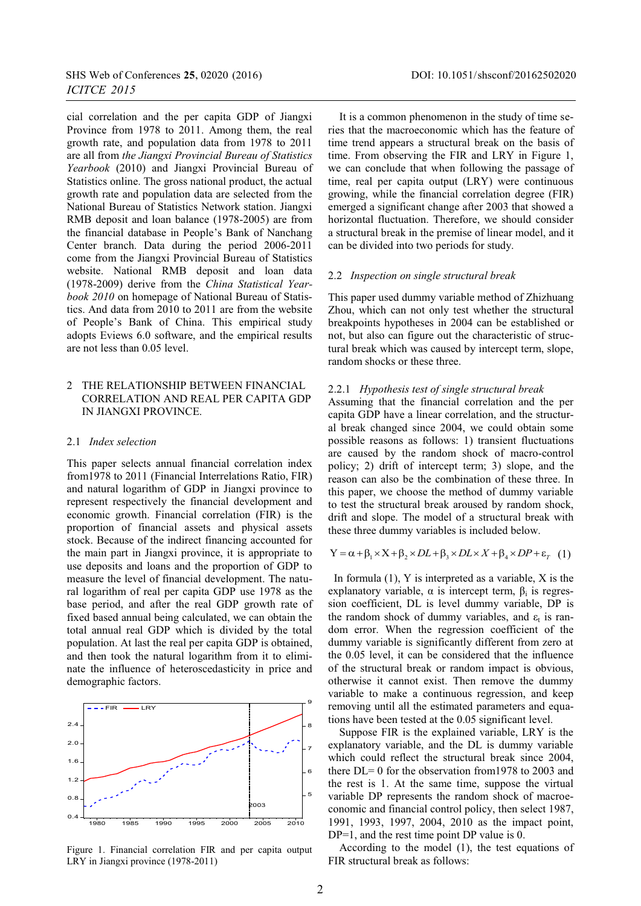cial correlation and the per capita GDP of Jiangxi Province from 1978 to 2011. Among them, the real growth rate, and population data from 1978 to 2011 are all from *the Jiangxi Provincial Bureau of Statistics Yearbook* (2010) and Jiangxi Provincial Bureau of Statistics online. The gross national product, the actual growth rate and population data are selected from the National Bureau of Statistics Network station. Jiangxi RMB deposit and loan balance (1978-2005) are from the financial database in People's Bank of Nanchang Center branch. Data during the period 2006-2011 come from the Jiangxi Provincial Bureau of Statistics website. National RMB deposit and loan data (1978-2009) derive from the *China Statistical Yearbook 2010* on homepage of National Bureau of Statistics. And data from 2010 to 2011 are from the website of People's Bank of China. This empirical study adopts Eviews 6.0 software, and the empirical results are not less than 0.05 level.

## 2 THE RELATIONSHIP BETWEEN FINANCIAL CORRELATION AND REAL PER CAPITA GDP IN JIANGXI PROVINCE.

### 2.1 *Index selection*

This paper selects annual financial correlation index from1978 to 2011 (Financial Interrelations Ratio, FIR) and natural logarithm of GDP in Jiangxi province to represent respectively the financial development and economic growth. Financial correlation (FIR) is the proportion of financial assets and physical assets stock. Because of the indirect financing accounted for the main part in Jiangxi province, it is appropriate to use deposits and loans and the proportion of GDP to measure the level of financial development. The natural logarithm of real per capita GDP use 1978 as the base period, and after the real GDP growth rate of fixed based annual being calculated, we can obtain the total annual real GDP which is divided by the total population. At last the real per capita GDP is obtained, and then took the natural logarithm from it to eliminate the influence of heteroscedasticity in price and demographic factors.

Figure 1. Financial correlation FIR and per capita output LRY in Jiangxi province (1978-2011)

It is a common phenomenon in the study of time series that the macroeconomic which has the feature of time trend appears a structural break on the basis of time. From observing the FIR and LRY in Figure 1, we can conclude that when following the passage of time, real per capita output (LRY) were continuous growing, while the financial correlation degree (FIR) emerged a significant change after 2003 that showed a horizontal fluctuation. Therefore, we should consider a structural break in the premise of linear model, and it can be divided into two periods for study.

### 2.2 *Inspection on single structural break*

This paper used dummy variable method of Zhizhuang Zhou, which can not only test whether the structural breakpoints hypotheses in 2004 can be established or not, but also can figure out the characteristic of structural break which was caused by intercept term, slope, random shocks or these three.

#### 2.2.1 *Hypothesis test of single structural break*

Assuming that the financial correlation and the per capita GDP have a linear correlation, and the structural break changed since 2004, we could obtain some possible reasons as follows: 1) transient fluctuations are caused by the random shock of macro-control policy; 2) drift of intercept term; 3) slope, and the reason can also be the combination of these three. In this paper, we choose the method of dummy variable to test the structural break aroused by random shock, drift and slope. The model of a structural break with these three dummy variables is included below.

$$Y = \alpha + \beta_1 \times X + \beta_2 \times DL + \beta_3 \times DL \times X + \beta_4 \times DP + \varepsilon_T \quad (1)$$

In formula (1), Y is interpreted as a variable, X is the explanatory variable, $\alpha$ is intercept term, $\beta_i$ is regression coefficient, DL is level dummy variable, DP is the random shock of dummy variables, and $\varepsilon_t$ is random error. When the regression coefficient of the dummy variable is significantly different from zero at the 0.05 level, it can be considered that the influence of the structural break or random impact is obvious, otherwise it cannot exist. Then remove the dummy variable to make a continuous regression, and keep removing until all the estimated parameters and equations have been tested at the 0.05 significant level.

Suppose FIR is the explained variable, LRY is the explanatory variable, and the DL is dummy variable which could reflect the structural break since 2004, there DL= 0 for the observation from1978 to 2003 and the rest is 1. At the same time, suppose the virtual variable DP represents the random shock of macroeconomic and financial control policy, then select 1987, 1991, 1993, 1997, 2004, 2010 as the impact point, DP=1, and the rest time point DP value is 0.

According to the model (1), the test equations of FIR structural break as follows: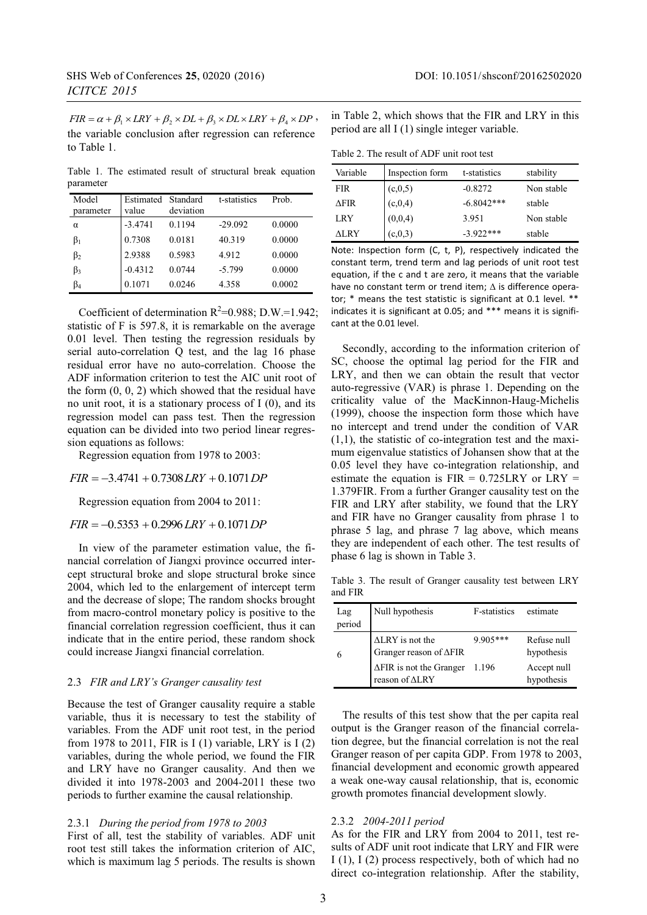$FIR = \alpha + \beta_1 \times LRY + \beta_2 \times DL + \beta_3 \times DL \times LRY + \beta_4 \times DP$, the variable conclusion after regression can reference to Table 1.

Table 1. The estimated result of structural break equation parameter

| Model parameter | Estimated value | Standard deviation | t-statistics | Prob. |
|---|---|---|---|---|
| $\alpha$ | -3.4741 | 0.1194 | -29.092 | 0.0000 |
| $\beta_1$ | 0.7308 | 0.0181 | 40.319 | 0.0000 |
| $\beta_2$ | 2.9388 | 0.5983 | 4.912 | 0.0000 |
| $\beta_3$ | -0.4312 | 0.0744 | -5.799 | 0.0000 |
| $\beta_4$ | 0.1071 | 0.0246 | 4.358 | 0.0002 |

Coefficient of determination $R^2$=0.988; D.W.=1.942; statistic of F is 597.8, it is remarkable on the average 0.01 level. Then testing the regression residuals by serial auto-correlation Q test, and the lag 16 phase residual error have no auto-correlation. Choose the ADF information criterion to test the AIC unit root of the form (0, 0, 2) which showed that the residual have no unit root, it is a stationary process of I (0), and its regression model can pass test. Then the regression equation can be divided into two period linear regression equations as follows:

Regression equation from 1978 to 2003:

$$FIR = -3.4741 + 0.7308LRY + 0.1071DP$$

Regression equation from 2004 to 2011:

$$FIR = -0.5353 + 0.2996LRY + 0.1071DP$$

In view of the parameter estimation value, the financial correlation of Jiangxi province occurred intercept structural broke and slope structural broke since 2004, which led to the enlargement of intercept term and the decrease of slope; The random shocks brought from macro-control monetary policy is positive to the financial correlation regression coefficient, thus it can indicate that in the entire period, these random shock could increase Jiangxi financial correlation.

### 2.3 *FIR and LRY's Granger causality test*

Because the test of Granger causality require a stable variable, thus it is necessary to test the stability of variables. From the ADF unit root test, in the period from 1978 to 2011, FIR is I (1) variable, LRY is I (2) variables, during the whole period, we found the FIR and LRY have no Granger causality. And then we divided it into 1978-2003 and 2004-2011 these two periods to further examine the causal relationship.

#### 2.3.1 *During the period from 1978 to 2003*

First of all, test the stability of variables. ADF unit root test still takes the information criterion of AIC, which is maximum lag 5 periods. The results is shown in Table 2, which shows that the FIR and LRY in this period are all I (1) single integer variable.

Table 2. The result of ADF unit root test

| Variable | Inspection form | t-statistics | stability |
|---|---|---|---|
| FIR | (c,0,5) | -0.8272 | Non stable |
| ΔFIR | (c,0,4) | -6.8042*** | stable |
| LRY | (0,0,4) | 3.951 | Non stable |
| ΔLRY | (c,0,3) | -3.922*** | stable |

Note: Inspection form (C, t, P), respectively indicated the constant term, trend term and lag periods of unit root test equation, if the c and t are zero, it means that the variable have no constant term or trend item; Δ is difference operator; * means the test statistic is significant at 0.1 level. ** indicates it is significant at 0.05; and *** means it is significant at the 0.01 level.

Secondly, according to the information criterion of SC, choose the optimal lag period for the FIR and LRY, and then we can obtain the result that vector auto-regressive (VAR) is phrase 1. Depending on the criticality value of the MacKinnon-Haug-Michelis (1999), choose the inspection form those which have no intercept and trend under the condition of VAR (1,1), the statistic of co-integration test and the maximum eigenvalue statistics of Johansen show that at the 0.05 level they have co-integration relationship, and estimate the equation is FIR = 0.725LRY or LRY = 1.379FIR. From a further Granger causality test on the FIR and LRY after stability, we found that the LRY and FIR have no Granger causality from phrase 1 to phrase 5 lag, and phrase 7 lag above, which means they are independent of each other. The test results of phase 6 lag is shown in Table 3.

Table 3. The result of Granger causality test between LRY and FIR

| Lag period | Null hypothesis | F-statistics | estimate |
|---|---|---|---|
| 6 | ΔLRY is not the Granger reason of ΔFIR | 9.905*** | Refuse null hypothesis |
| | ΔFIR is not the Granger reason of ΔLRY | 1.196 | Accept null hypothesis |

The results of this test show that the per capita real output is the Granger reason of the financial correlation degree, but the financial correlation is not the real Granger reason of per capita GDP. From 1978 to 2003, financial development and economic growth appeared a weak one-way causal relationship, that is, economic growth promotes financial development slowly.

#### 2.3.2 *2004-2011 period*

As for the FIR and LRY from 2004 to 2011, test results of ADF unit root indicate that LRY and FIR were I (1), I (2) process respectively, both of which had no direct co-integration relationship. After the stability,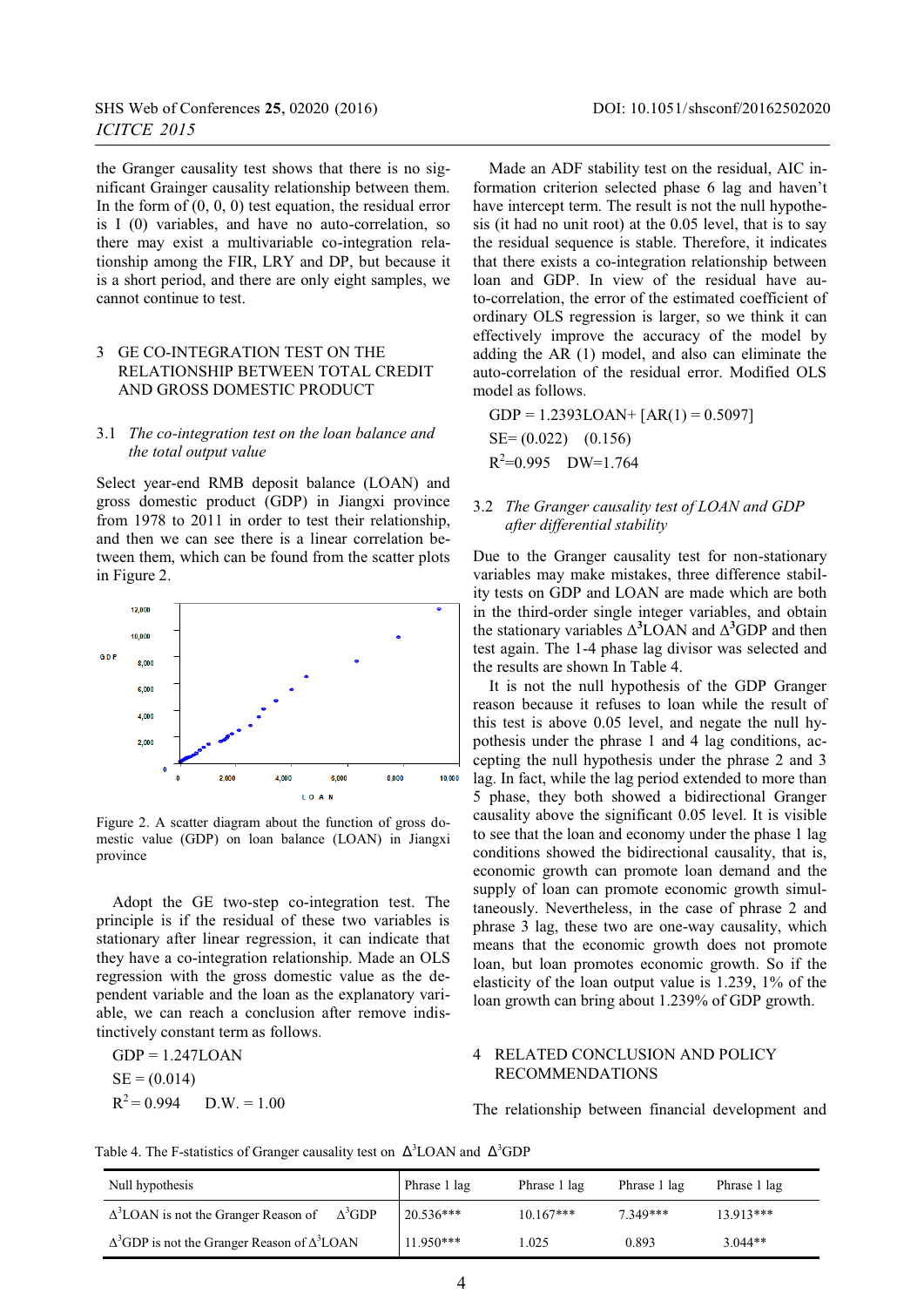the Granger causality test shows that there is no significant Grainger causality relationship between them. In the form of (0, 0, 0) test equation, the residual error is I (0) variables, and have no auto-correlation, so there may exist a multivariable co-integration relationship among the FIR, LRY and DP, but because it is a short period, and there are only eight samples, we cannot continue to test.

## 3 GE CO-INTEGRATION TEST ON THE RELATIONSHIP BETWEEN TOTAL CREDIT AND GROSS DOMESTIC PRODUCT

### 3.1 *The co-integration test on the loan balance and the total output value*

Select year-end RMB deposit balance (LOAN) and gross domestic product (GDP) in Jiangxi province from 1978 to 2011 in order to test their relationship, and then we can see there is a linear correlation between them, which can be found from the scatter plots in Figure 2.

Figure 2. A scatter diagram about the function of gross domestic value (GDP) on loan balance (LOAN) in Jiangxi province

Adopt the GE two-step co-integration test. The principle is if the residual of these two variables is stationary after linear regression, it can indicate that they have a co-integration relationship. Made an OLS regression with the gross domestic value as the dependent variable and the loan as the explanatory variable, we can reach a conclusion after remove indistinctively constant term as follows.

$$GDP = 1.247LOAN$$

$$SE = (0.014)$$

$$R^2 = 0.994 \qquad D.W. = 1.00$$

Made an ADF stability test on the residual, AIC information criterion selected phase 6 lag and haven't have intercept term. The result is not the null hypothesis (it had no unit root) at the 0.05 level, that is to say the residual sequence is stable. Therefore, it indicates that there exists a co-integration relationship between loan and GDP. In view of the residual have auto-correlation, the error of the estimated coefficient of ordinary OLS regression is larger, so we think it can effectively improve the accuracy of the model by adding the AR (1) model, and also can eliminate the auto-correlation of the residual error. Modified OLS model as follows.

$$GDP = 1.2393LOAN + [AR(1) = 0.5097]$$

$$SE = (0.022) \quad (0.156)$$

$$R^2 = 0.995 \quad DW = 1.764$$

### 3.2 *The Granger causality test of LOAN and GDP after differential stability*

Due to the Granger causality test for non-stationary variables may make mistakes, three difference stability tests on GDP and LOAN are made which are both in the third-order single integer variables, and obtain the stationary variables $\Delta^3$LOAN and $\Delta^3$GDP and then test again. The 1-4 phase lag divisor was selected and the results are shown In Table 4.

It is not the null hypothesis of the GDP Granger reason because it refuses to loan while the result of this test is above 0.05 level, and negate the null hypothesis under the phrase 1 and 4 lag conditions, accepting the null hypothesis under the phrase 2 and 3 lag. In fact, while the lag period extended to more than 5 phase, they both showed a bidirectional Granger causality above the significant 0.05 level. It is visible to see that the loan and economy under the phase 1 lag conditions showed the bidirectional causality, that is, economic growth can promote loan demand and the supply of loan can promote economic growth simultaneously. Nevertheless, in the case of phrase 2 and phrase 3 lag, these two are one-way causality, which means that the economic growth does not promote loan, but loan promotes economic growth. So if the elasticity of the loan output value is 1.239, 1% of the loan growth can bring about 1.239% of GDP growth.

## 4 RELATED CONCLUSION AND POLICY RECOMMENDATIONS

The relationship between financial development and

Table 4. The F-statistics of Granger causality test on $\Delta^3$LOAN and $\Delta^3$GDP

| Null hypothesis | Phrase 1 lag | Phrase 1 lag | Phrase 1 lag | Phrase 1 lag |
|---|---|---|---|---|
| $\Delta^3$LOAN is not the Granger Reason of $\Delta^3$GDP | 20.536*** | 10.167*** | 7.349*** | 13.913*** |
| $\Delta^3$GDP is not the Granger Reason of $\Delta^3$LOAN | 11.950*** | 1.025 | 0.893 | 3.044** |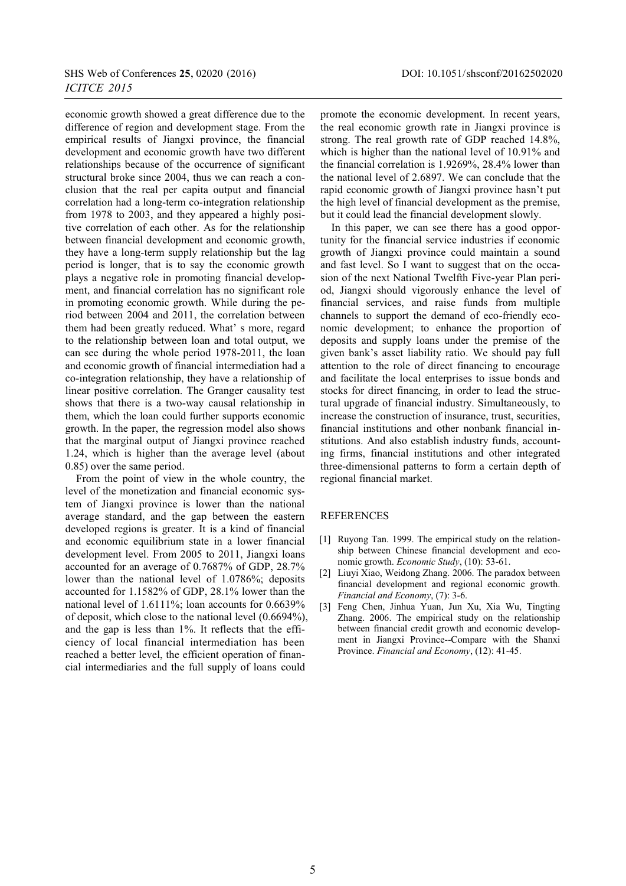economic growth showed a great difference due to the difference of region and development stage. From the empirical results of Jiangxi province, the financial development and economic growth have two different relationships because of the occurrence of significant structural broke since 2004, thus we can reach a conclusion that the real per capita output and financial correlation had a long-term co-integration relationship from 1978 to 2003, and they appeared a highly positive correlation of each other. As for the relationship between financial development and economic growth, they have a long-term supply relationship but the lag period is longer, that is to say the economic growth plays a negative role in promoting financial development, and financial correlation has no significant role in promoting economic growth. While during the period between 2004 and 2011, the correlation between them had been greatly reduced. What' s more, regard to the relationship between loan and total output, we can see during the whole period 1978-2011, the loan and economic growth of financial intermediation had a co-integration relationship, they have a relationship of linear positive correlation. The Granger causality test shows that there is a two-way causal relationship in them, which the loan could further supports economic growth. In the paper, the regression model also shows that the marginal output of Jiangxi province reached 1.24, which is higher than the average level (about 0.85) over the same period.

From the point of view in the whole country, the level of the monetization and financial economic system of Jiangxi province is lower than the national average standard, and the gap between the eastern developed regions is greater. It is a kind of financial and economic equilibrium state in a lower financial development level. From 2005 to 2011, Jiangxi loans accounted for an average of 0.7687% of GDP, 28.7% lower than the national level of 1.0786%; deposits accounted for 1.1582% of GDP, 28.1% lower than the national level of 1.6111%; loan accounts for 0.6639% of deposit, which close to the national level (0.6694%), and the gap is less than 1%. It reflects that the efficiency of local financial intermediation has been reached a better level, the efficient operation of financial intermediaries and the full supply of loans could promote the economic development. In recent years, the real economic growth rate in Jiangxi province is strong. The real growth rate of GDP reached 14.8%, which is higher than the national level of 10.91% and the financial correlation is 1.9269%, 28.4% lower than the national level of 2.6897. We can conclude that the rapid economic growth of Jiangxi province hasn't put the high level of financial development as the premise, but it could lead the financial development slowly.

In this paper, we can see there has a good opportunity for the financial service industries if economic growth of Jiangxi province could maintain a sound and fast level. So I want to suggest that on the occasion of the next National Twelfth Five-year Plan period, Jiangxi should vigorously enhance the level of financial services, and raise funds from multiple channels to support the demand of eco-friendly economic development; to enhance the proportion of deposits and supply loans under the premise of the given bank's asset liability ratio. We should pay full attention to the role of direct financing to encourage and facilitate the local enterprises to issue bonds and stocks for direct financing, in order to lead the structural upgrade of financial industry. Simultaneously, to increase the construction of insurance, trust, securities, financial institutions and other nonbank financial institutions. And also establish industry funds, accounting firms, financial institutions and other integrated three-dimensional patterns to form a certain depth of regional financial market.

## REFERENCES

[1] Ruyong Tan. 1999. The empirical study on the relationship between Chinese financial development and economic growth. *Economic Study*, (10): 53-61.

[2] Liuyi Xiao, Weidong Zhang. 2006. The paradox between financial development and regional economic growth. *Financial and Economy*, (7): 3-6.

[3] Feng Chen, Jinhua Yuan, Jun Xu, Xia Wu, Tingting Zhang. 2006. The empirical study on the relationship between financial credit growth and economic development in Jiangxi Province--Compare with the Shanxi Province. *Financial and Economy*, (12): 41-45.